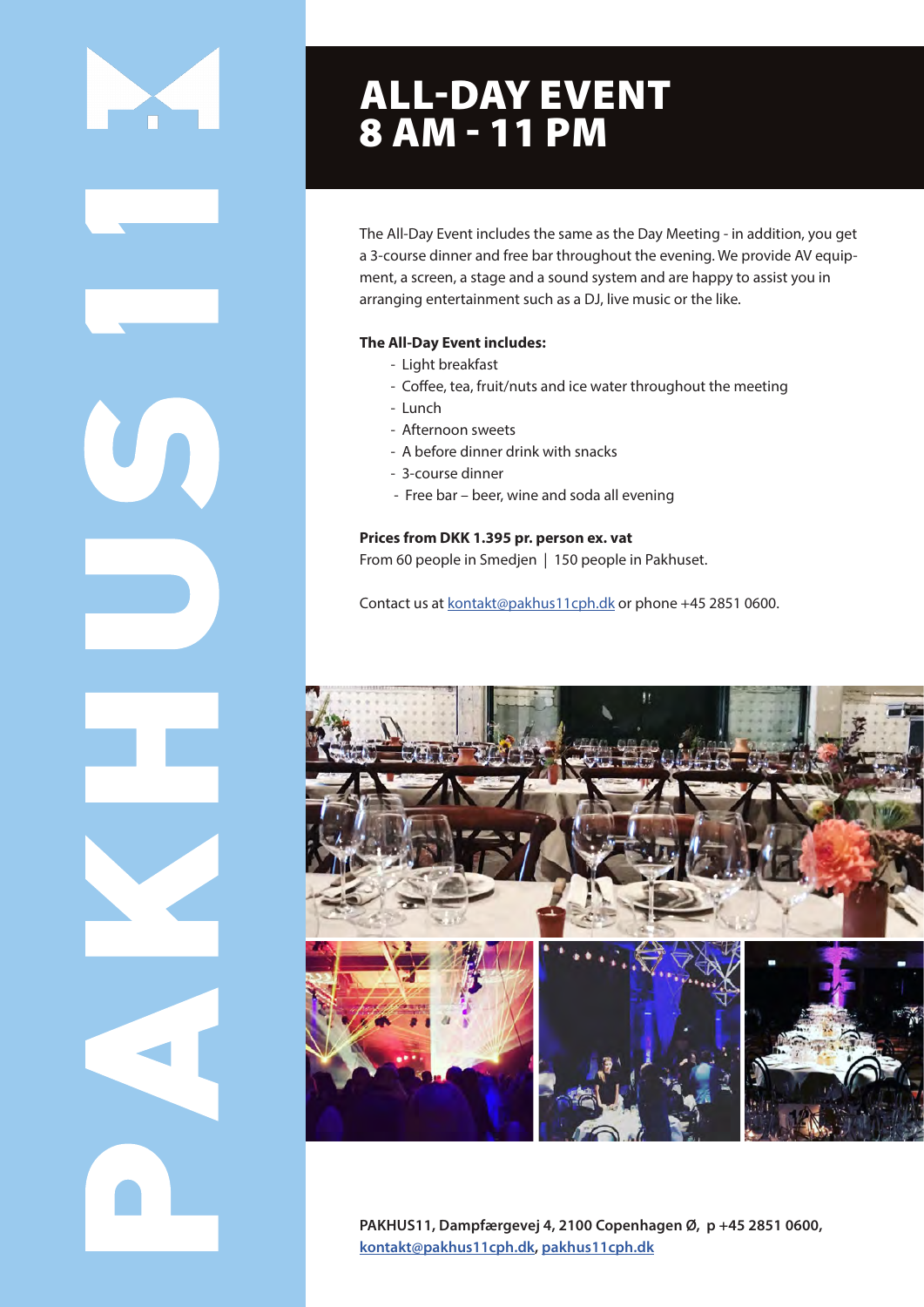PAKHUS 11

# ALL-DAY EVENT
# 8 AM - 11 PM

The All-Day Event includes the same as the Day Meeting - in addition, you get a 3-course dinner and free bar throughout the evening. We provide AV equipment, a screen, a stage and a sound system and are happy to assist you in arranging entertainment such as a DJ, live music or the like.

**The All-Day Event includes:**

- Light breakfast
- Coffee, tea, fruit/nuts and ice water throughout the meeting
- Lunch
- Afternoon sweets
- A before dinner drink with snacks
- 3-course dinner
- Free bar – beer, wine and soda all evening

**Prices from DKK 1.395 pr. person ex. vat**
From 60 people in Smedjen | 150 people in Pakhuset.

Contact us at [kontakt@pakhus11cph.dk](mailto:kontakt@pakhus11cph.dk) or phone +45 2851 0600.

**PAKHUS11, Dampfærgevej 4, 2100 Copenhagen Ø, p +45 2851 0600, [kontakt@pakhus11cph.dk](mailto:kontakt@pakhus11cph.dk), [pakhus11cph.dk](http://pakhus11cph.dk)**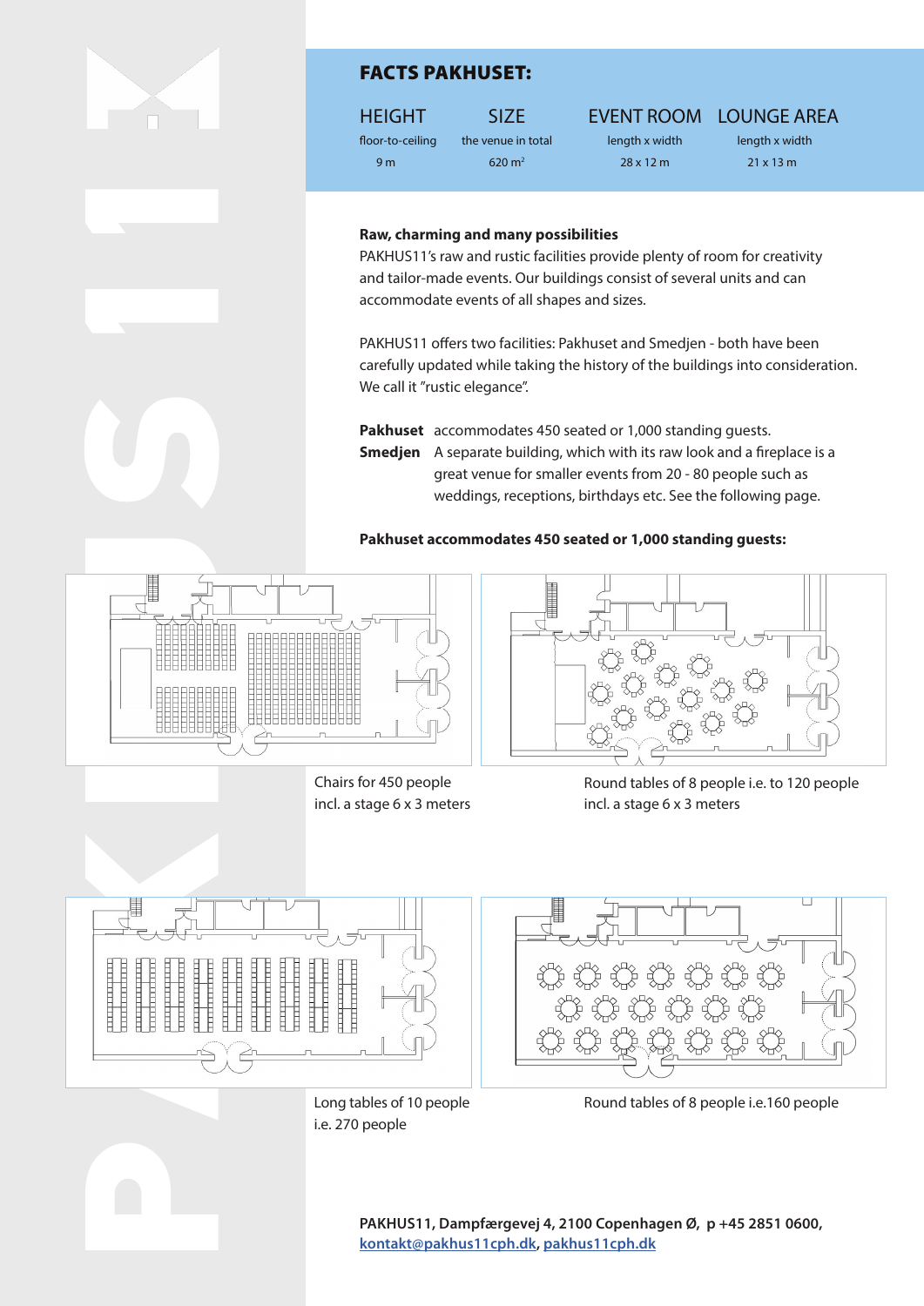## FACTS PAKHUSET:

| HEIGHT | SIZE | EVENT ROOM | LOUNGE AREA |
|---|---|---|---|
| floor-to-ceiling | the venue in total | length x width | length x width |
| 9 m | 620 m² | 28 x 12 m | 21 x 13 m |

**Raw, charming and many possibilities**

PAKHUS11's raw and rustic facilities provide plenty of room for creativity and tailor-made events. Our buildings consist of several units and can accommodate events of all shapes and sizes.

PAKHUS11 offers two facilities: Pakhuset and Smedjen - both have been carefully updated while taking the history of the buildings into consideration. We call it "rustic elegance".

**Pakhuset** accommodates 450 seated or 1,000 standing guests.

**Smedjen** A separate building, which with its raw look and a fireplace is a great venue for smaller events from 20 - 80 people such as weddings, receptions, birthdays etc. See the following page.

**Pakhuset accommodates 450 seated or 1,000 standing guests:**

Chairs for 450 people incl. a stage 6 x 3 meters

Round tables of 8 people i.e. to 120 people incl. a stage 6 x 3 meters

Long tables of 10 people i.e. 270 people

Round tables of 8 people i.e.160 people

**PAKHUS11, Dampfærgevej 4, 2100 Copenhagen Ø, p +45 2851 0600, kontakt@pakhus11cph.dk, pakhus11cph.dk**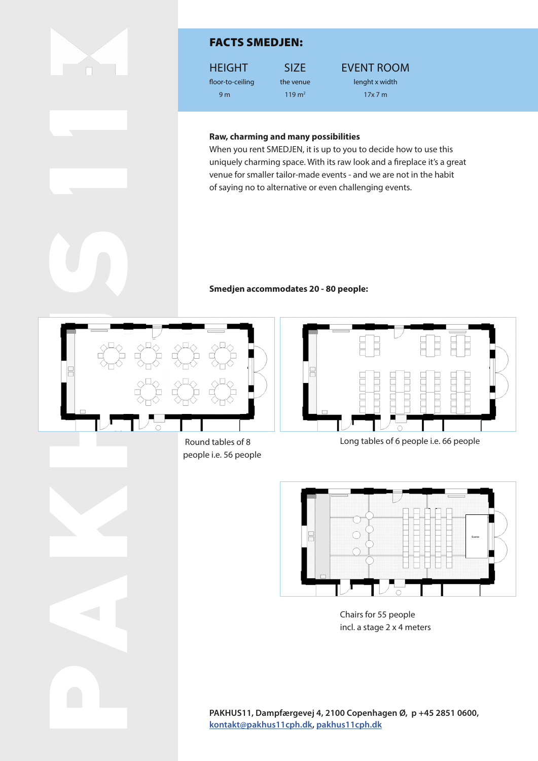## FACTS SMEDJEN:

| HEIGHT | SIZE | EVENT ROOM |
|---|---|---|
| floor-to-ceiling | the venue | lenght x width |
| 9 m | 119 $m^2$ | 17x 7 m |

**Raw, charming and many possibilities**
When you rent SMEDJEN, it is up to you to decide how to use this uniquely charming space. With its raw look and a fireplace it's a great venue for smaller tailor-made events - and we are not in the habit of saying no to alternative or even challenging events.

**Smedjen accommodates 20 - 80 people:**

Round tables of 8 people i.e. 56 people

Long tables of 6 people i.e. 66 people

Scene

Chairs for 55 people incl. a stage 2 x 4 meters

**PAKHUS11, Dampfærgevej 4, 2100 Copenhagen Ø, p +45 2851 0600, [kontakt@pakhus11cph.dk](mailto:kontakt@pakhus11cph.dk), [pakhus11cph.dk](http://pakhus11cph.dk)**